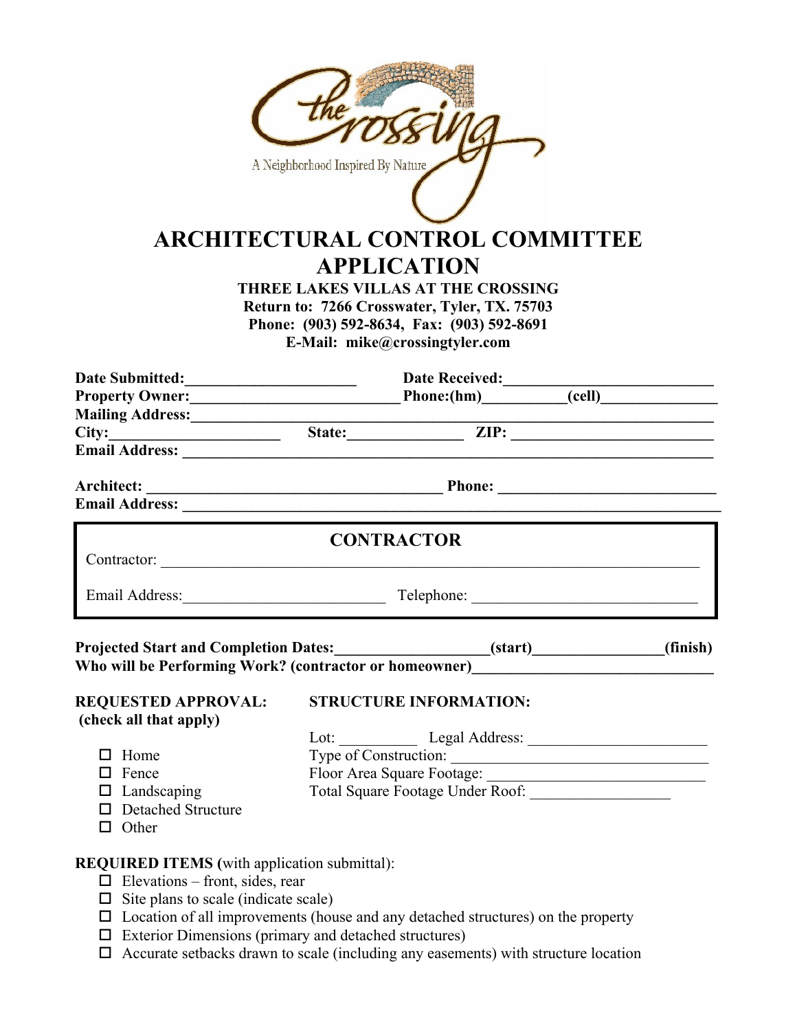# ARCHITECTURAL CONTROL COMMITTEE APPLICATION

**THREE LAKES VILLAS AT THE CROSSING**
**Return to: 7266 Crosswater, Tyler, TX. 75703**
**Phone: (903) 592-8634, Fax: (903) 592-8691**
**E-Mail: mike@crossingtyler.com**

**Date Submitted:**______________________ **Date Received:**__________________________
**Property Owner:**__________________________ **Phone:(hm)**__________**(cell)**_______________
**Mailing Address:**_____________________________________________________________________
**City:**______________________ **State:**_______________ **ZIP:** _________________________
**Email Address:** ______________________________________________________________________

**Architect:** ______________________________________ **Phone:** ____________________________
**Email Address:** ______________________________________________________________________

## CONTRACTOR

Contractor: ______________________________________________________________________

Email Address:__________________________ Telephone: _____________________________

**Projected Start and Completion Dates:**___________________**(start)**________________**(finish)**
**Who will be Performing Work? (contractor or homeowner)**_____________________________

**REQUESTED APPROVAL: (check all that apply)**

- ☐ Home
- ☐ Fence
- ☐ Landscaping
- ☐ Detached Structure
- ☐ Other

**STRUCTURE INFORMATION:**

Lot: __________ Legal Address: _______________________
Type of Construction: _______________________________
Floor Area Square Footage: ___________________________
Total Square Footage Under Roof: _________________

**REQUIRED ITEMS (**with application submittal):

- ☐ Elevations – front, sides, rear
- ☐ Site plans to scale (indicate scale)
- ☐ Location of all improvements (house and any detached structures) on the property
- ☐ Exterior Dimensions (primary and detached structures)
- ☐ Accurate setbacks drawn to scale (including any easements) with structure location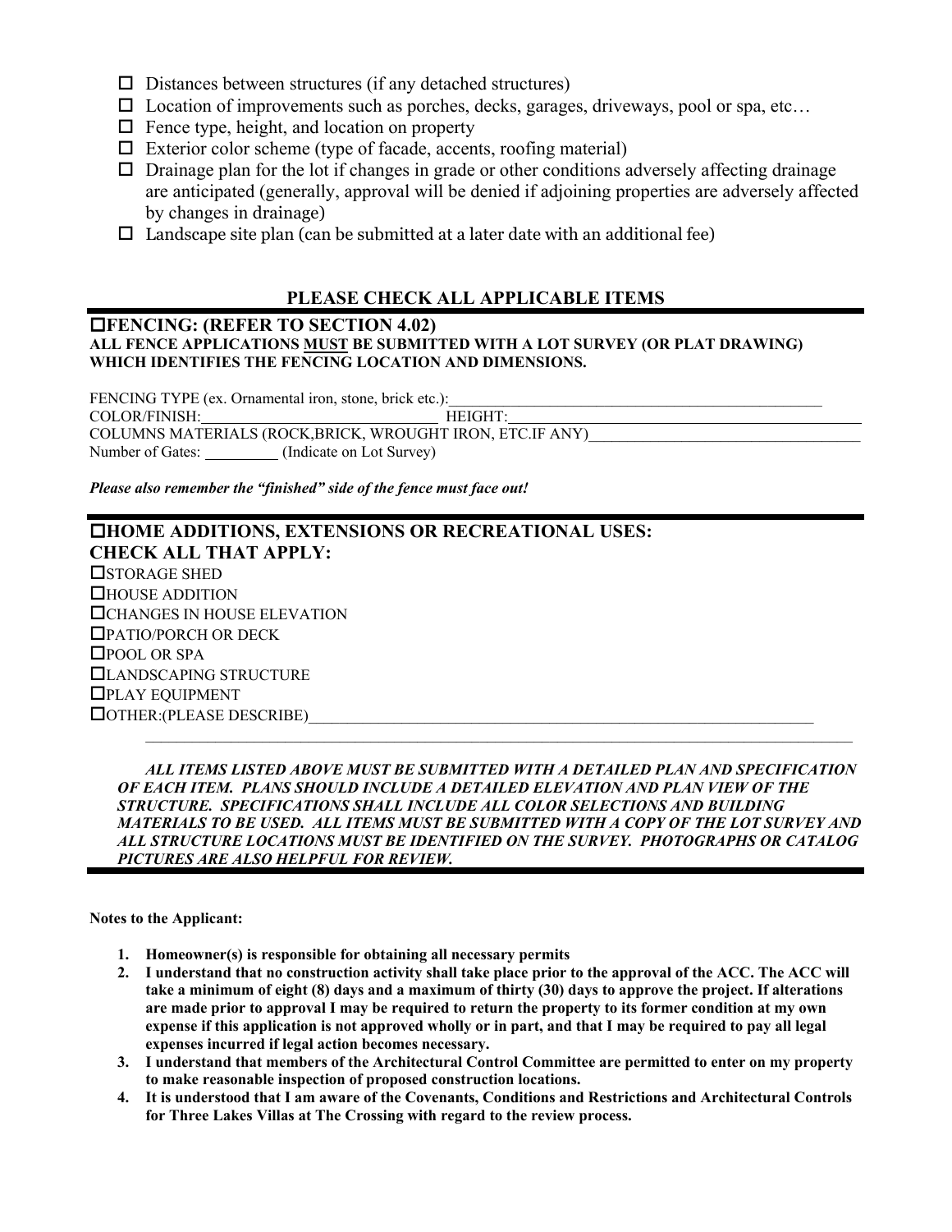- ☐ Distances between structures (if any detached structures)
- ☐ Location of improvements such as porches, decks, garages, driveways, pool or spa, etc…
- ☐ Fence type, height, and location on property
- ☐ Exterior color scheme (type of facade, accents, roofing material)
- ☐ Drainage plan for the lot if changes in grade or other conditions adversely affecting drainage are anticipated (generally, approval will be denied if adjoining properties are adversely affected by changes in drainage)
- ☐ Landscape site plan (can be submitted at a later date with an additional fee)

## PLEASE CHECK ALL APPLICABLE ITEMS

### ☐FENCING: (REFER TO SECTION 4.02)

**ALL FENCE APPLICATIONS MUST BE SUBMITTED WITH A LOT SURVEY (OR PLAT DRAWING) WHICH IDENTIFIES THE FENCING LOCATION AND DIMENSIONS.**

FENCING TYPE (ex. Ornamental iron, stone, brick etc.):_______________________________________________

COLOR/FINISH:_____________________________ HEIGHT:____________________________________________

COLUMNS MATERIALS (ROCK,BRICK, WROUGHT IRON, ETC.IF ANY)_________________________________

Number of Gates: _________ (Indicate on Lot Survey)

***Please also remember the "finished" side of the fence must face out!***

### ☐HOME ADDITIONS, EXTENSIONS OR RECREATIONAL USES:
### CHECK ALL THAT APPLY:

☐STORAGE SHED
☐HOUSE ADDITION
☐CHANGES IN HOUSE ELEVATION
☐PATIO/PORCH OR DECK
☐POOL OR SPA
☐LANDSCAPING STRUCTURE
☐PLAY EQUIPMENT
☐OTHER:(PLEASE DESCRIBE)_________________________________________________________________
_________________________________________________________________________________________

***ALL ITEMS LISTED ABOVE MUST BE SUBMITTED WITH A DETAILED PLAN AND SPECIFICATION OF EACH ITEM. PLANS SHOULD INCLUDE A DETAILED ELEVATION AND PLAN VIEW OF THE STRUCTURE. SPECIFICATIONS SHALL INCLUDE ALL COLOR SELECTIONS AND BUILDING MATERIALS TO BE USED. ALL ITEMS MUST BE SUBMITTED WITH A COPY OF THE LOT SURVEY AND ALL STRUCTURE LOCATIONS MUST BE IDENTIFIED ON THE SURVEY. PHOTOGRAPHS OR CATALOG PICTURES ARE ALSO HELPFUL FOR REVIEW.***

**Notes to the Applicant:**

1. **Homeowner(s) is responsible for obtaining all necessary permits**
2. **I understand that no construction activity shall take place prior to the approval of the ACC. The ACC will take a minimum of eight (8) days and a maximum of thirty (30) days to approve the project. If alterations are made prior to approval I may be required to return the property to its former condition at my own expense if this application is not approved wholly or in part, and that I may be required to pay all legal expenses incurred if legal action becomes necessary.**
3. **I understand that members of the Architectural Control Committee are permitted to enter on my property to make reasonable inspection of proposed construction locations.**
4. **It is understood that I am aware of the Covenants, Conditions and Restrictions and Architectural Controls for Three Lakes Villas at The Crossing with regard to the review process.**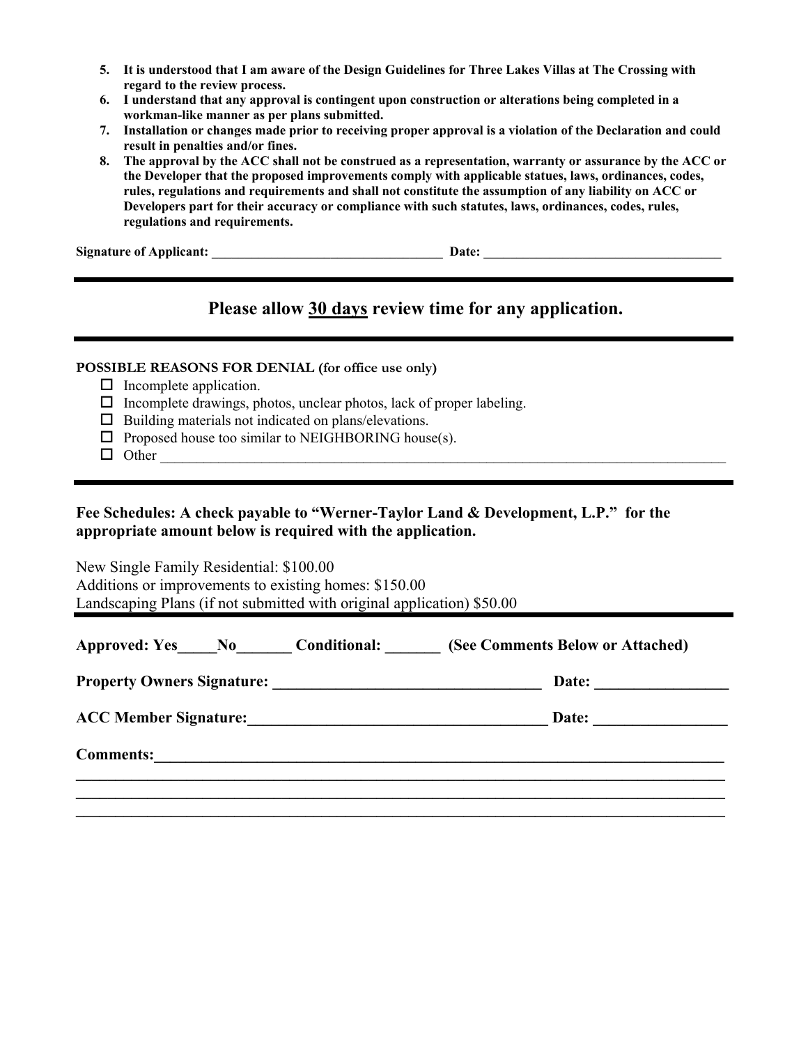5. **It is understood that I am aware of the Design Guidelines for Three Lakes Villas at The Crossing with regard to the review process.**
6. **I understand that any approval is contingent upon construction or alterations being completed in a workman-like manner as per plans submitted.**
7. **Installation or changes made prior to receiving proper approval is a violation of the Declaration and could result in penalties and/or fines.**
8. **The approval by the ACC shall not be construed as a representation, warranty or assurance by the ACC or the Developer that the proposed improvements comply with applicable statues, laws, ordinances, codes, rules, regulations and requirements and shall not constitute the assumption of any liability on ACC or Developers part for their accuracy or compliance with such statutes, laws, ordinances, codes, rules, regulations and requirements.**

**Signature of Applicant: ___________________________________ Date: ____________________________________**

---

## Please allow 30 days review time for any application.

---

**POSSIBLE REASONS FOR DENIAL (for office use only)**

- ☐ Incomplete application.
- ☐ Incomplete drawings, photos, unclear photos, lack of proper labeling.
- ☐ Building materials not indicated on plans/elevations.
- ☐ Proposed house too similar to NEIGHBORING house(s).
- ☐ Other ____________________________________________________________________________________

---

**Fee Schedules: A check payable to "Werner-Taylor Land & Development, L.P." for the appropriate amount below is required with the application.**

New Single Family Residential: $100.00
Additions or improvements to existing homes: $150.00
Landscaping Plans (if not submitted with original application) $50.00

---

**Approved: Yes_____No_______ Conditional: _______ (See Comments Below or Attached)**

**Property Owners Signature: ___________________________________ Date: _________________**

**ACC Member Signature:_______________________________________ Date: _________________**

**Comments:___________________________________________________________________________**

______________________________________________________________________________________

______________________________________________________________________________________

______________________________________________________________________________________